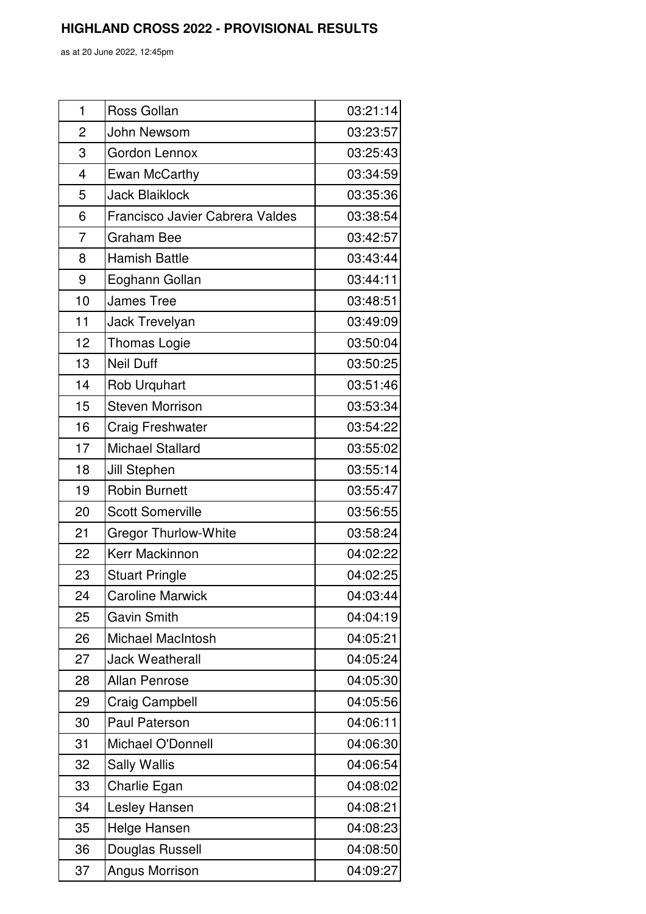**HIGHLAND CROSS 2022 - PROVISIONAL RESULTS**

as at 20 June 2022, 12:45pm

| | | |
|---|---|---|
| 1 | Ross Gollan | 03:21:14 |
| 2 | John Newsom | 03:23:57 |
| 3 | Gordon Lennox | 03:25:43 |
| 4 | Ewan McCarthy | 03:34:59 |
| 5 | Jack Blaiklock | 03:35:36 |
| 6 | Francisco Javier Cabrera Valdes | 03:38:54 |
| 7 | Graham Bee | 03:42:57 |
| 8 | Hamish Battle | 03:43:44 |
| 9 | Eoghann Gollan | 03:44:11 |
| 10 | James Tree | 03:48:51 |
| 11 | Jack Trevelyan | 03:49:09 |
| 12 | Thomas Logie | 03:50:04 |
| 13 | Neil Duff | 03:50:25 |
| 14 | Rob Urquhart | 03:51:46 |
| 15 | Steven Morrison | 03:53:34 |
| 16 | Craig Freshwater | 03:54:22 |
| 17 | Michael Stallard | 03:55:02 |
| 18 | Jill Stephen | 03:55:14 |
| 19 | Robin Burnett | 03:55:47 |
| 20 | Scott Somerville | 03:56:55 |
| 21 | Gregor Thurlow-White | 03:58:24 |
| 22 | Kerr Mackinnon | 04:02:22 |
| 23 | Stuart Pringle | 04:02:25 |
| 24 | Caroline Marwick | 04:03:44 |
| 25 | Gavin Smith | 04:04:19 |
| 26 | Michael MacIntosh | 04:05:21 |
| 27 | Jack Weatherall | 04:05:24 |
| 28 | Allan Penrose | 04:05:30 |
| 29 | Craig Campbell | 04:05:56 |
| 30 | Paul Paterson | 04:06:11 |
| 31 | Michael O'Donnell | 04:06:30 |
| 32 | Sally Wallis | 04:06:54 |
| 33 | Charlie Egan | 04:08:02 |
| 34 | Lesley Hansen | 04:08:21 |
| 35 | Helge Hansen | 04:08:23 |
| 36 | Douglas Russell | 04:08:50 |
| 37 | Angus Morrison | 04:09:27 |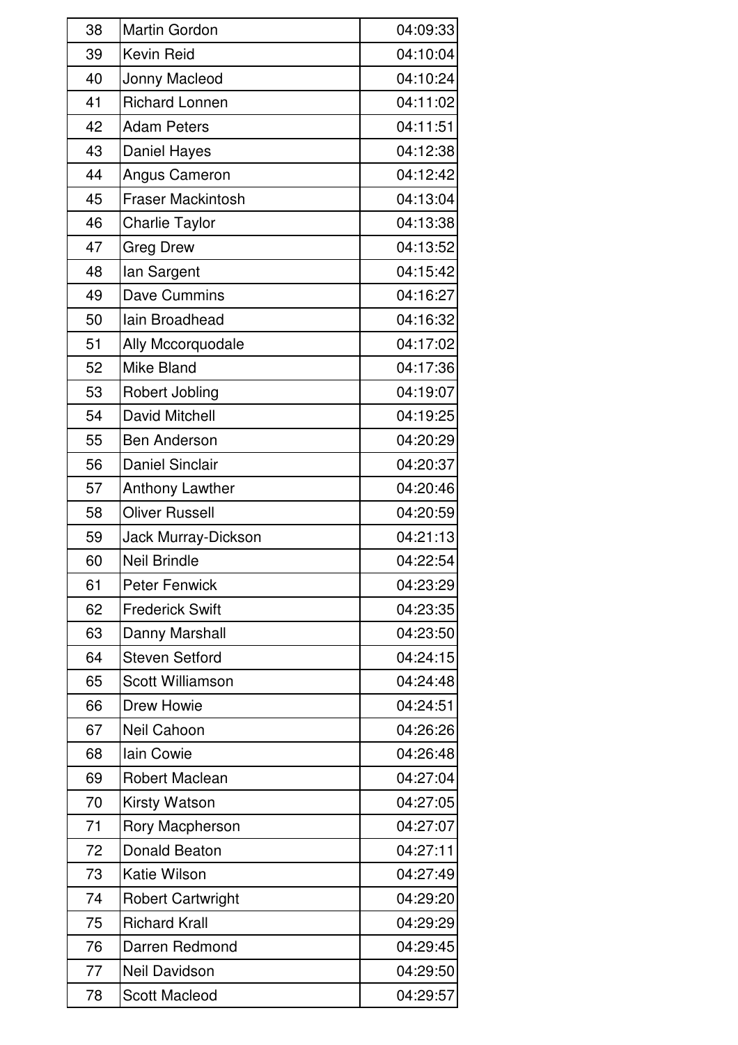| 38 | Martin Gordon | 04:09:33 |
|---|---|---|
| 39 | Kevin Reid | 04:10:04 |
| 40 | Jonny Macleod | 04:10:24 |
| 41 | Richard Lonnen | 04:11:02 |
| 42 | Adam Peters | 04:11:51 |
| 43 | Daniel Hayes | 04:12:38 |
| 44 | Angus Cameron | 04:12:42 |
| 45 | Fraser Mackintosh | 04:13:04 |
| 46 | Charlie Taylor | 04:13:38 |
| 47 | Greg Drew | 04:13:52 |
| 48 | Ian Sargent | 04:15:42 |
| 49 | Dave Cummins | 04:16:27 |
| 50 | Iain Broadhead | 04:16:32 |
| 51 | Ally Mccorquodale | 04:17:02 |
| 52 | Mike Bland | 04:17:36 |
| 53 | Robert Jobling | 04:19:07 |
| 54 | David Mitchell | 04:19:25 |
| 55 | Ben Anderson | 04:20:29 |
| 56 | Daniel Sinclair | 04:20:37 |
| 57 | Anthony Lawther | 04:20:46 |
| 58 | Oliver Russell | 04:20:59 |
| 59 | Jack Murray-Dickson | 04:21:13 |
| 60 | Neil Brindle | 04:22:54 |
| 61 | Peter Fenwick | 04:23:29 |
| 62 | Frederick Swift | 04:23:35 |
| 63 | Danny Marshall | 04:23:50 |
| 64 | Steven Setford | 04:24:15 |
| 65 | Scott Williamson | 04:24:48 |
| 66 | Drew Howie | 04:24:51 |
| 67 | Neil Cahoon | 04:26:26 |
| 68 | Iain Cowie | 04:26:48 |
| 69 | Robert Maclean | 04:27:04 |
| 70 | Kirsty Watson | 04:27:05 |
| 71 | Rory Macpherson | 04:27:07 |
| 72 | Donald Beaton | 04:27:11 |
| 73 | Katie Wilson | 04:27:49 |
| 74 | Robert Cartwright | 04:29:20 |
| 75 | Richard Krall | 04:29:29 |
| 76 | Darren Redmond | 04:29:45 |
| 77 | Neil Davidson | 04:29:50 |
| 78 | Scott Macleod | 04:29:57 |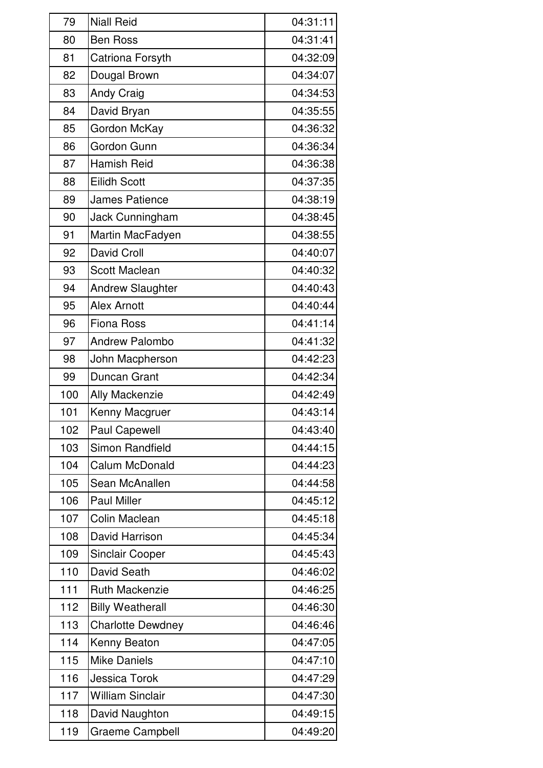| 79 | Niall Reid | 04:31:11 |
|---|---|---|
| 80 | Ben Ross | 04:31:41 |
| 81 | Catriona Forsyth | 04:32:09 |
| 82 | Dougal Brown | 04:34:07 |
| 83 | Andy Craig | 04:34:53 |
| 84 | David Bryan | 04:35:55 |
| 85 | Gordon McKay | 04:36:32 |
| 86 | Gordon Gunn | 04:36:34 |
| 87 | Hamish Reid | 04:36:38 |
| 88 | Eilidh Scott | 04:37:35 |
| 89 | James Patience | 04:38:19 |
| 90 | Jack Cunningham | 04:38:45 |
| 91 | Martin MacFadyen | 04:38:55 |
| 92 | David Croll | 04:40:07 |
| 93 | Scott Maclean | 04:40:32 |
| 94 | Andrew Slaughter | 04:40:43 |
| 95 | Alex Arnott | 04:40:44 |
| 96 | Fiona Ross | 04:41:14 |
| 97 | Andrew Palombo | 04:41:32 |
| 98 | John Macpherson | 04:42:23 |
| 99 | Duncan Grant | 04:42:34 |
| 100 | Ally Mackenzie | 04:42:49 |
| 101 | Kenny Macgruer | 04:43:14 |
| 102 | Paul Capewell | 04:43:40 |
| 103 | Simon Randfield | 04:44:15 |
| 104 | Calum McDonald | 04:44:23 |
| 105 | Sean McAnallen | 04:44:58 |
| 106 | Paul Miller | 04:45:12 |
| 107 | Colin Maclean | 04:45:18 |
| 108 | David Harrison | 04:45:34 |
| 109 | Sinclair Cooper | 04:45:43 |
| 110 | David Seath | 04:46:02 |
| 111 | Ruth Mackenzie | 04:46:25 |
| 112 | Billy Weatherall | 04:46:30 |
| 113 | Charlotte Dewdney | 04:46:46 |
| 114 | Kenny Beaton | 04:47:05 |
| 115 | Mike Daniels | 04:47:10 |
| 116 | Jessica Torok | 04:47:29 |
| 117 | William Sinclair | 04:47:30 |
| 118 | David Naughton | 04:49:15 |
| 119 | Graeme Campbell | 04:49:20 |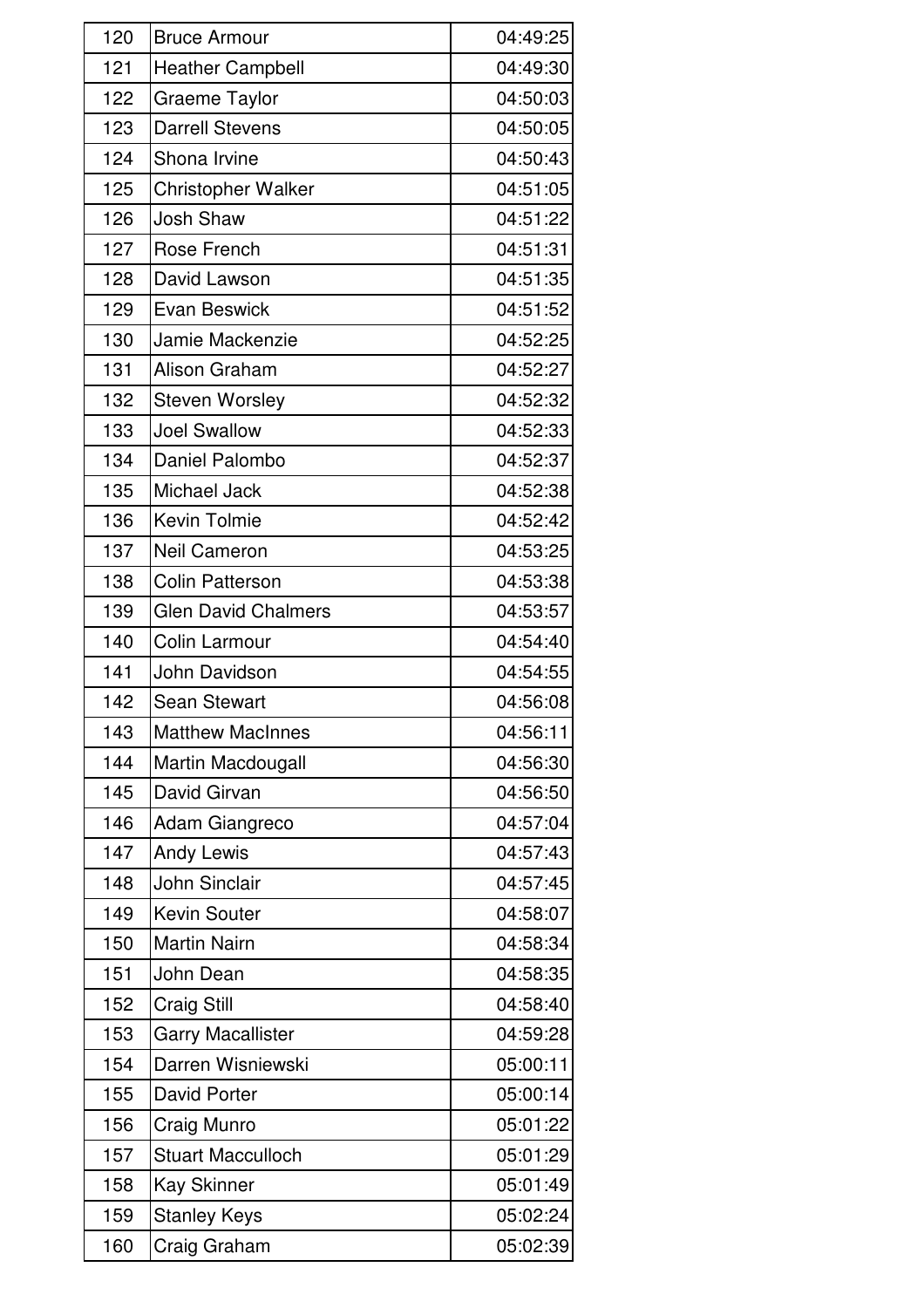| 120 | Bruce Armour | 04:49:25 |
|---|---|---|
| 121 | Heather Campbell | 04:49:30 |
| 122 | Graeme Taylor | 04:50:03 |
| 123 | Darrell Stevens | 04:50:05 |
| 124 | Shona Irvine | 04:50:43 |
| 125 | Christopher Walker | 04:51:05 |
| 126 | Josh Shaw | 04:51:22 |
| 127 | Rose French | 04:51:31 |
| 128 | David Lawson | 04:51:35 |
| 129 | Evan Beswick | 04:51:52 |
| 130 | Jamie Mackenzie | 04:52:25 |
| 131 | Alison Graham | 04:52:27 |
| 132 | Steven Worsley | 04:52:32 |
| 133 | Joel Swallow | 04:52:33 |
| 134 | Daniel Palombo | 04:52:37 |
| 135 | Michael Jack | 04:52:38 |
| 136 | Kevin Tolmie | 04:52:42 |
| 137 | Neil Cameron | 04:53:25 |
| 138 | Colin Patterson | 04:53:38 |
| 139 | Glen David Chalmers | 04:53:57 |
| 140 | Colin Larmour | 04:54:40 |
| 141 | John Davidson | 04:54:55 |
| 142 | Sean Stewart | 04:56:08 |
| 143 | Matthew MacInnes | 04:56:11 |
| 144 | Martin Macdougall | 04:56:30 |
| 145 | David Girvan | 04:56:50 |
| 146 | Adam Giangreco | 04:57:04 |
| 147 | Andy Lewis | 04:57:43 |
| 148 | John Sinclair | 04:57:45 |
| 149 | Kevin Souter | 04:58:07 |
| 150 | Martin Nairn | 04:58:34 |
| 151 | John Dean | 04:58:35 |
| 152 | Craig Still | 04:58:40 |
| 153 | Garry Macallister | 04:59:28 |
| 154 | Darren Wisniewski | 05:00:11 |
| 155 | David Porter | 05:00:14 |
| 156 | Craig Munro | 05:01:22 |
| 157 | Stuart Macculloch | 05:01:29 |
| 158 | Kay Skinner | 05:01:49 |
| 159 | Stanley Keys | 05:02:24 |
| 160 | Craig Graham | 05:02:39 |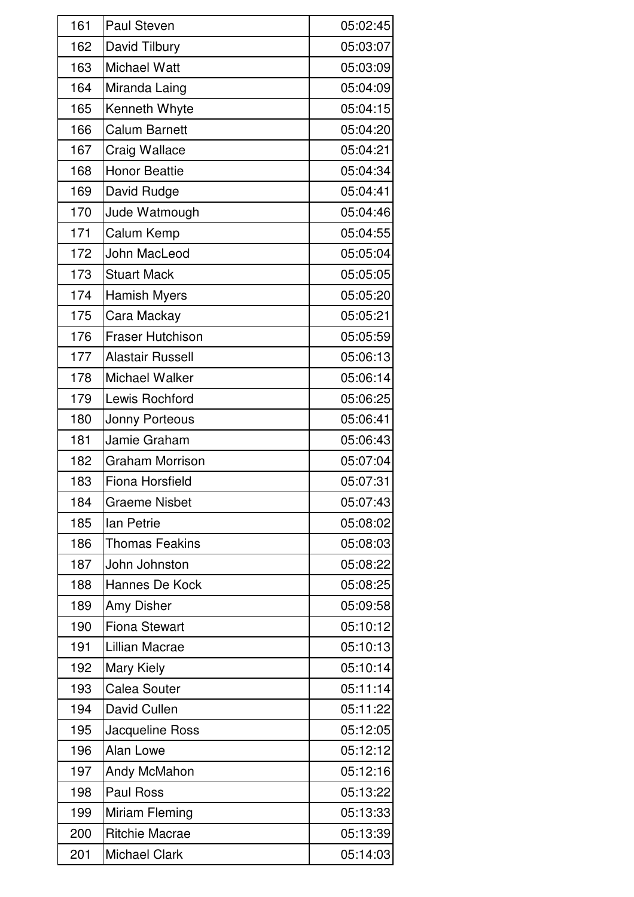| 161 | Paul Steven | 05:02:45 |
|---|---|---|
| 162 | David Tilbury | 05:03:07 |
| 163 | Michael Watt | 05:03:09 |
| 164 | Miranda Laing | 05:04:09 |
| 165 | Kenneth Whyte | 05:04:15 |
| 166 | Calum Barnett | 05:04:20 |
| 167 | Craig Wallace | 05:04:21 |
| 168 | Honor Beattie | 05:04:34 |
| 169 | David Rudge | 05:04:41 |
| 170 | Jude Watmough | 05:04:46 |
| 171 | Calum Kemp | 05:04:55 |
| 172 | John MacLeod | 05:05:04 |
| 173 | Stuart Mack | 05:05:05 |
| 174 | Hamish Myers | 05:05:20 |
| 175 | Cara Mackay | 05:05:21 |
| 176 | Fraser Hutchison | 05:05:59 |
| 177 | Alastair Russell | 05:06:13 |
| 178 | Michael Walker | 05:06:14 |
| 179 | Lewis Rochford | 05:06:25 |
| 180 | Jonny Porteous | 05:06:41 |
| 181 | Jamie Graham | 05:06:43 |
| 182 | Graham Morrison | 05:07:04 |
| 183 | Fiona Horsfield | 05:07:31 |
| 184 | Graeme Nisbet | 05:07:43 |
| 185 | Ian Petrie | 05:08:02 |
| 186 | Thomas Feakins | 05:08:03 |
| 187 | John Johnston | 05:08:22 |
| 188 | Hannes De Kock | 05:08:25 |
| 189 | Amy Disher | 05:09:58 |
| 190 | Fiona Stewart | 05:10:12 |
| 191 | Lillian Macrae | 05:10:13 |
| 192 | Mary Kiely | 05:10:14 |
| 193 | Calea Souter | 05:11:14 |
| 194 | David Cullen | 05:11:22 |
| 195 | Jacqueline Ross | 05:12:05 |
| 196 | Alan Lowe | 05:12:12 |
| 197 | Andy McMahon | 05:12:16 |
| 198 | Paul Ross | 05:13:22 |
| 199 | Miriam Fleming | 05:13:33 |
| 200 | Ritchie Macrae | 05:13:39 |
| 201 | Michael Clark | 05:14:03 |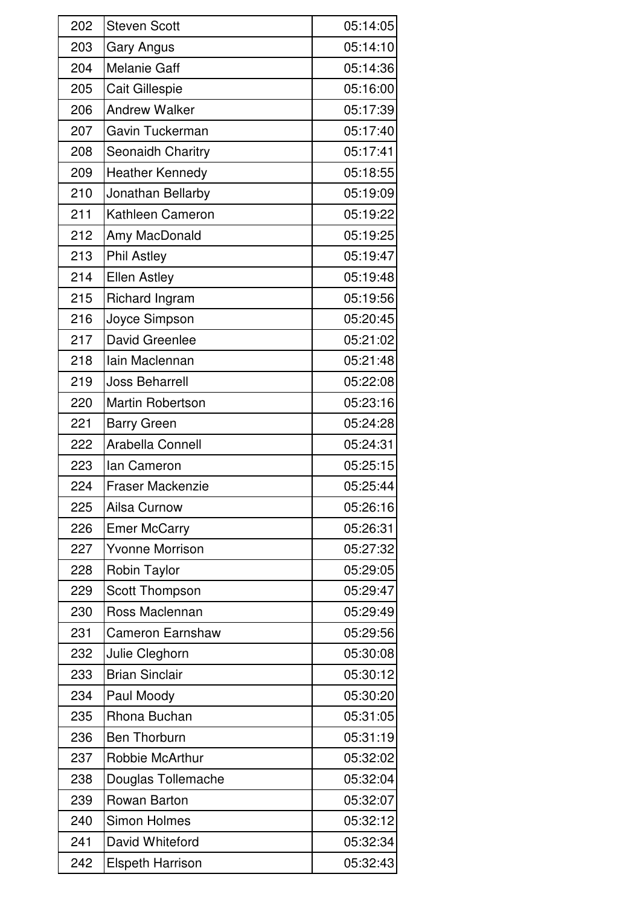| 202 | Steven Scott | 05:14:05 |
|---|---|---|
| 203 | Gary Angus | 05:14:10 |
| 204 | Melanie Gaff | 05:14:36 |
| 205 | Cait Gillespie | 05:16:00 |
| 206 | Andrew Walker | 05:17:39 |
| 207 | Gavin Tuckerman | 05:17:40 |
| 208 | Seonaidh Charitry | 05:17:41 |
| 209 | Heather Kennedy | 05:18:55 |
| 210 | Jonathan Bellarby | 05:19:09 |
| 211 | Kathleen Cameron | 05:19:22 |
| 212 | Amy MacDonald | 05:19:25 |
| 213 | Phil Astley | 05:19:47 |
| 214 | Ellen Astley | 05:19:48 |
| 215 | Richard Ingram | 05:19:56 |
| 216 | Joyce Simpson | 05:20:45 |
| 217 | David Greenlee | 05:21:02 |
| 218 | Iain Maclennan | 05:21:48 |
| 219 | Joss Beharrell | 05:22:08 |
| 220 | Martin Robertson | 05:23:16 |
| 221 | Barry Green | 05:24:28 |
| 222 | Arabella Connell | 05:24:31 |
| 223 | Ian Cameron | 05:25:15 |
| 224 | Fraser Mackenzie | 05:25:44 |
| 225 | Ailsa Curnow | 05:26:16 |
| 226 | Emer McCarry | 05:26:31 |
| 227 | Yvonne Morrison | 05:27:32 |
| 228 | Robin Taylor | 05:29:05 |
| 229 | Scott Thompson | 05:29:47 |
| 230 | Ross Maclennan | 05:29:49 |
| 231 | Cameron Earnshaw | 05:29:56 |
| 232 | Julie Cleghorn | 05:30:08 |
| 233 | Brian Sinclair | 05:30:12 |
| 234 | Paul Moody | 05:30:20 |
| 235 | Rhona Buchan | 05:31:05 |
| 236 | Ben Thorburn | 05:31:19 |
| 237 | Robbie McArthur | 05:32:02 |
| 238 | Douglas Tollemache | 05:32:04 |
| 239 | Rowan Barton | 05:32:07 |
| 240 | Simon Holmes | 05:32:12 |
| 241 | David Whiteford | 05:32:34 |
| 242 | Elspeth Harrison | 05:32:43 |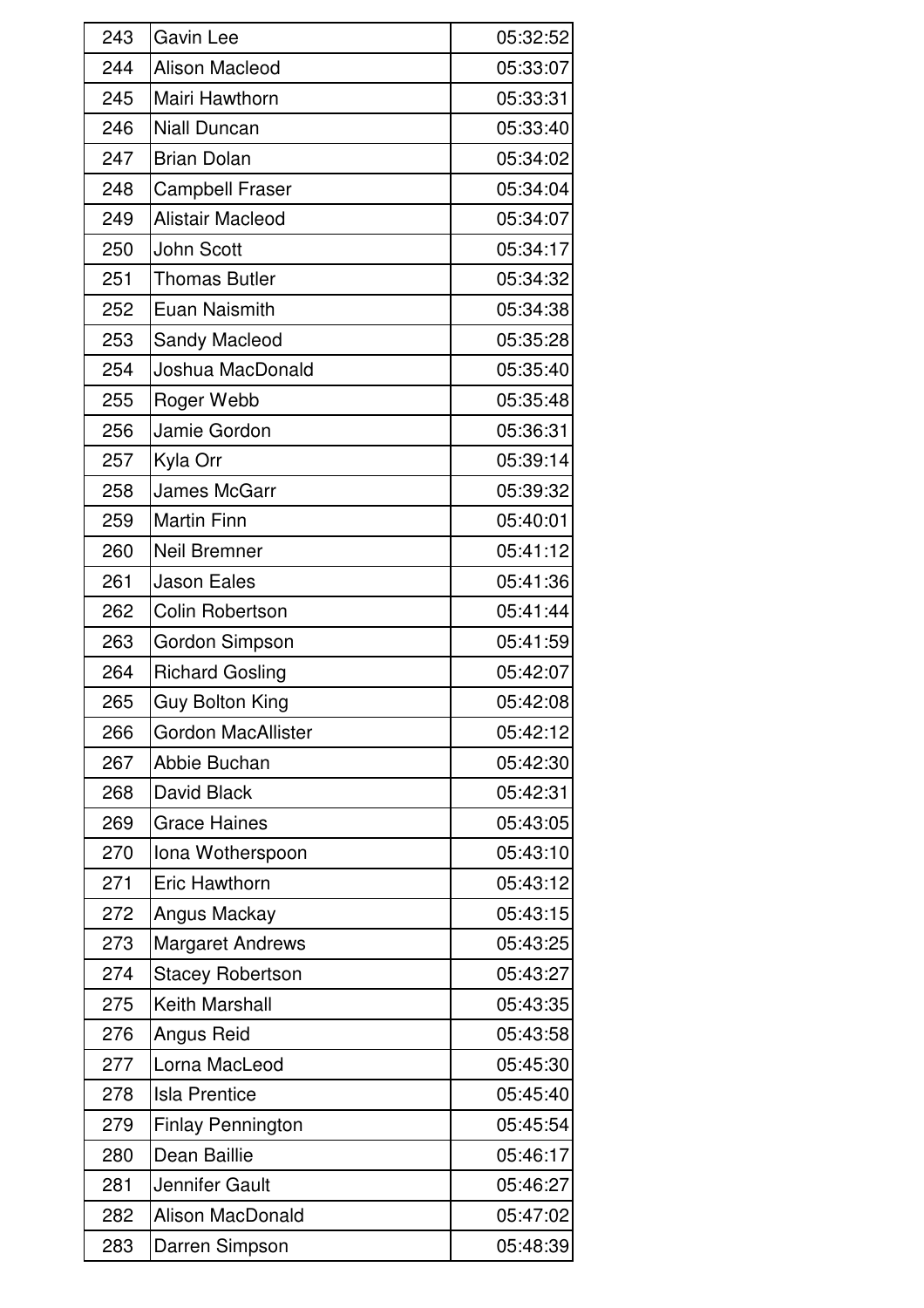| 243 | Gavin Lee | 05:32:52 |
|---|---|---|
| 244 | Alison Macleod | 05:33:07 |
| 245 | Mairi Hawthorn | 05:33:31 |
| 246 | Niall Duncan | 05:33:40 |
| 247 | Brian Dolan | 05:34:02 |
| 248 | Campbell Fraser | 05:34:04 |
| 249 | Alistair Macleod | 05:34:07 |
| 250 | John Scott | 05:34:17 |
| 251 | Thomas Butler | 05:34:32 |
| 252 | Euan Naismith | 05:34:38 |
| 253 | Sandy Macleod | 05:35:28 |
| 254 | Joshua MacDonald | 05:35:40 |
| 255 | Roger Webb | 05:35:48 |
| 256 | Jamie Gordon | 05:36:31 |
| 257 | Kyla Orr | 05:39:14 |
| 258 | James McGarr | 05:39:32 |
| 259 | Martin Finn | 05:40:01 |
| 260 | Neil Bremner | 05:41:12 |
| 261 | Jason Eales | 05:41:36 |
| 262 | Colin Robertson | 05:41:44 |
| 263 | Gordon Simpson | 05:41:59 |
| 264 | Richard Gosling | 05:42:07 |
| 265 | Guy Bolton King | 05:42:08 |
| 266 | Gordon MacAllister | 05:42:12 |
| 267 | Abbie Buchan | 05:42:30 |
| 268 | David Black | 05:42:31 |
| 269 | Grace Haines | 05:43:05 |
| 270 | Iona Wotherspoon | 05:43:10 |
| 271 | Eric Hawthorn | 05:43:12 |
| 272 | Angus Mackay | 05:43:15 |
| 273 | Margaret Andrews | 05:43:25 |
| 274 | Stacey Robertson | 05:43:27 |
| 275 | Keith Marshall | 05:43:35 |
| 276 | Angus Reid | 05:43:58 |
| 277 | Lorna MacLeod | 05:45:30 |
| 278 | Isla Prentice | 05:45:40 |
| 279 | Finlay Pennington | 05:45:54 |
| 280 | Dean Baillie | 05:46:17 |
| 281 | Jennifer Gault | 05:46:27 |
| 282 | Alison MacDonald | 05:47:02 |
| 283 | Darren Simpson | 05:48:39 |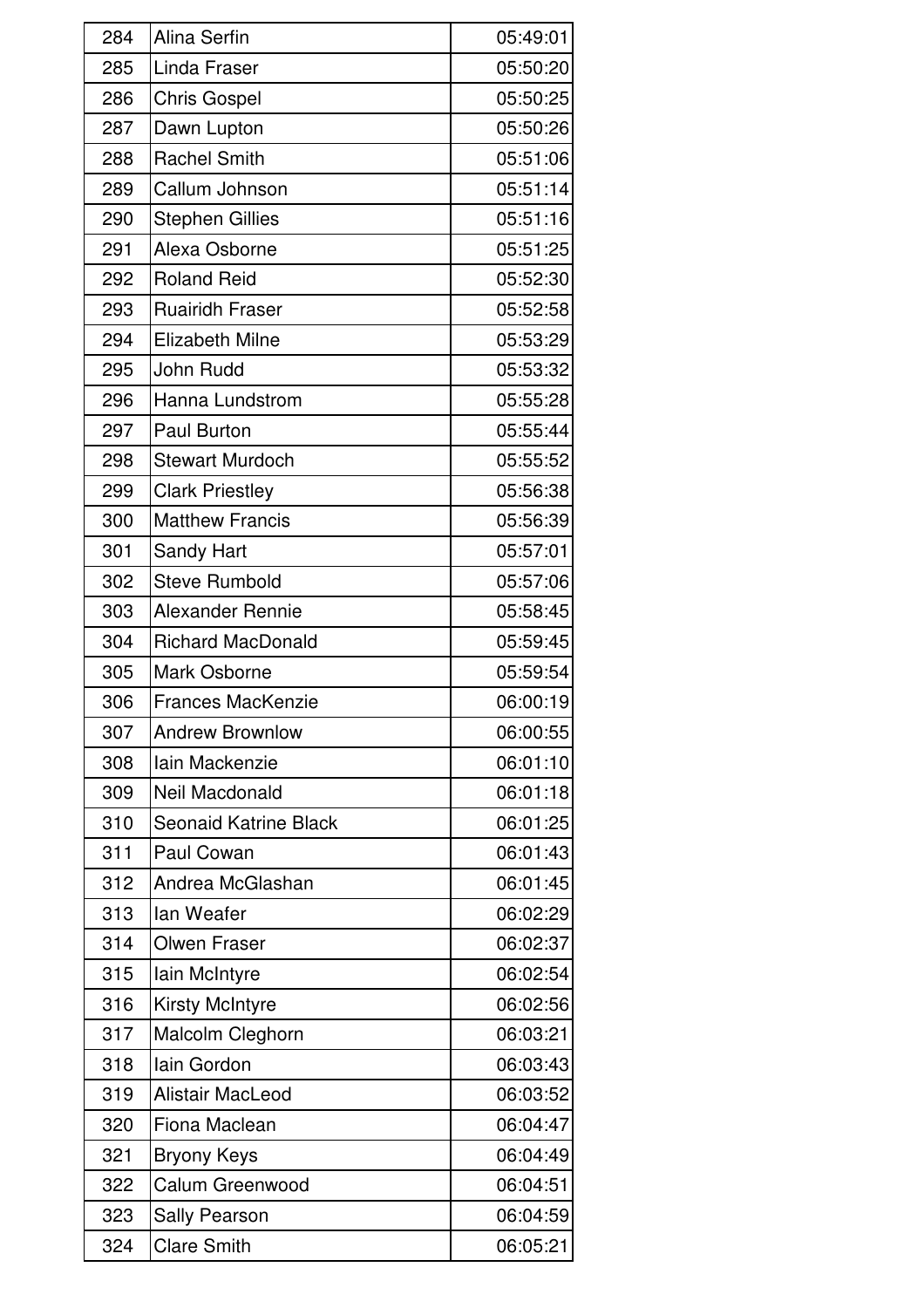| | | |
|---|---|---|
| 284 | Alina Serfin | 05:49:01 |
| 285 | Linda Fraser | 05:50:20 |
| 286 | Chris Gospel | 05:50:25 |
| 287 | Dawn Lupton | 05:50:26 |
| 288 | Rachel Smith | 05:51:06 |
| 289 | Callum Johnson | 05:51:14 |
| 290 | Stephen Gillies | 05:51:16 |
| 291 | Alexa Osborne | 05:51:25 |
| 292 | Roland Reid | 05:52:30 |
| 293 | Ruairidh Fraser | 05:52:58 |
| 294 | Elizabeth Milne | 05:53:29 |
| 295 | John Rudd | 05:53:32 |
| 296 | Hanna Lundstrom | 05:55:28 |
| 297 | Paul Burton | 05:55:44 |
| 298 | Stewart Murdoch | 05:55:52 |
| 299 | Clark Priestley | 05:56:38 |
| 300 | Matthew Francis | 05:56:39 |
| 301 | Sandy Hart | 05:57:01 |
| 302 | Steve Rumbold | 05:57:06 |
| 303 | Alexander Rennie | 05:58:45 |
| 304 | Richard MacDonald | 05:59:45 |
| 305 | Mark Osborne | 05:59:54 |
| 306 | Frances MacKenzie | 06:00:19 |
| 307 | Andrew Brownlow | 06:00:55 |
| 308 | Iain Mackenzie | 06:01:10 |
| 309 | Neil Macdonald | 06:01:18 |
| 310 | Seonaid Katrine Black | 06:01:25 |
| 311 | Paul Cowan | 06:01:43 |
| 312 | Andrea McGlashan | 06:01:45 |
| 313 | Ian Weafer | 06:02:29 |
| 314 | Olwen Fraser | 06:02:37 |
| 315 | Iain McIntyre | 06:02:54 |
| 316 | Kirsty McIntyre | 06:02:56 |
| 317 | Malcolm Cleghorn | 06:03:21 |
| 318 | Iain Gordon | 06:03:43 |
| 319 | Alistair MacLeod | 06:03:52 |
| 320 | Fiona Maclean | 06:04:47 |
| 321 | Bryony Keys | 06:04:49 |
| 322 | Calum Greenwood | 06:04:51 |
| 323 | Sally Pearson | 06:04:59 |
| 324 | Clare Smith | 06:05:21 |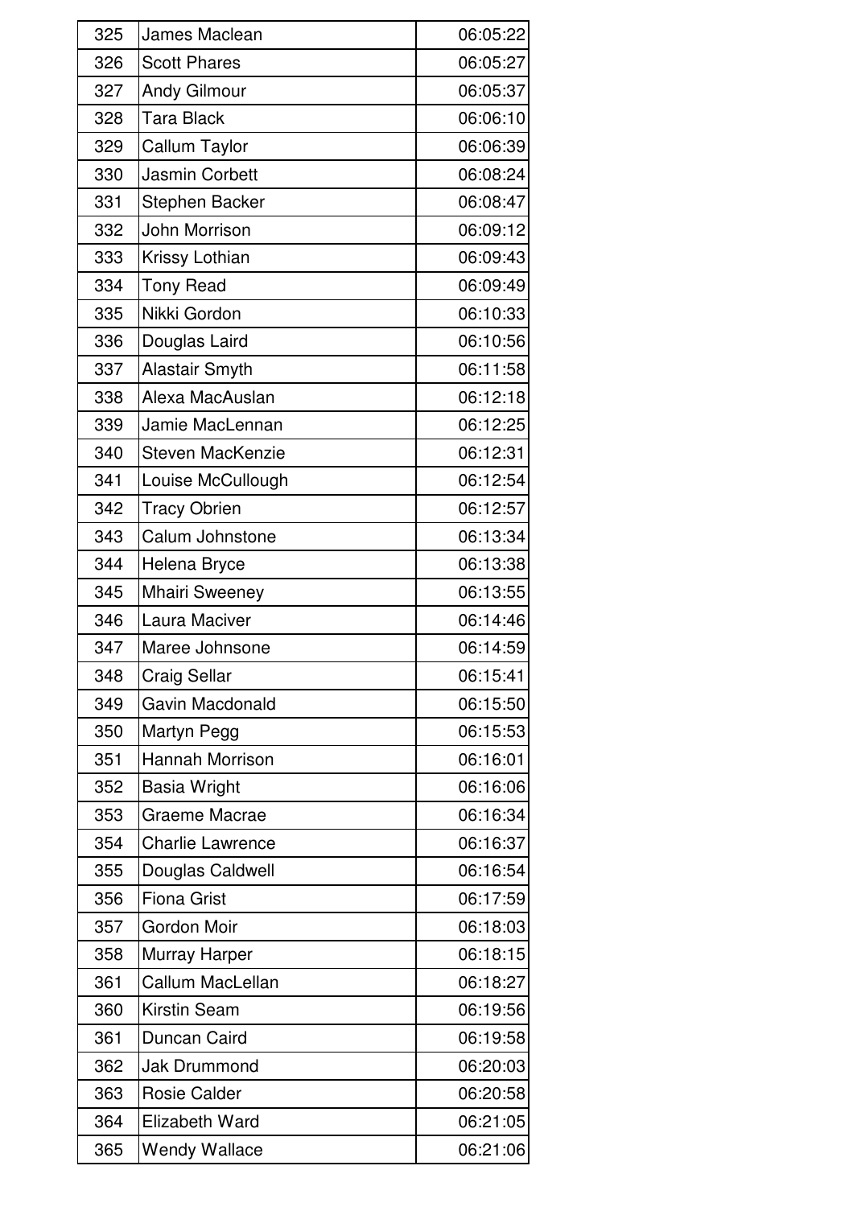| | | |
|---|---|---|
| 325 | James Maclean | 06:05:22 |
| 326 | Scott Phares | 06:05:27 |
| 327 | Andy Gilmour | 06:05:37 |
| 328 | Tara Black | 06:06:10 |
| 329 | Callum Taylor | 06:06:39 |
| 330 | Jasmin Corbett | 06:08:24 |
| 331 | Stephen Backer | 06:08:47 |
| 332 | John Morrison | 06:09:12 |
| 333 | Krissy Lothian | 06:09:43 |
| 334 | Tony Read | 06:09:49 |
| 335 | Nikki Gordon | 06:10:33 |
| 336 | Douglas Laird | 06:10:56 |
| 337 | Alastair Smyth | 06:11:58 |
| 338 | Alexa MacAuslan | 06:12:18 |
| 339 | Jamie MacLennan | 06:12:25 |
| 340 | Steven MacKenzie | 06:12:31 |
| 341 | Louise McCullough | 06:12:54 |
| 342 | Tracy Obrien | 06:12:57 |
| 343 | Calum Johnstone | 06:13:34 |
| 344 | Helena Bryce | 06:13:38 |
| 345 | Mhairi Sweeney | 06:13:55 |
| 346 | Laura Maciver | 06:14:46 |
| 347 | Maree Johnsone | 06:14:59 |
| 348 | Craig Sellar | 06:15:41 |
| 349 | Gavin Macdonald | 06:15:50 |
| 350 | Martyn Pegg | 06:15:53 |
| 351 | Hannah Morrison | 06:16:01 |
| 352 | Basia Wright | 06:16:06 |
| 353 | Graeme Macrae | 06:16:34 |
| 354 | Charlie Lawrence | 06:16:37 |
| 355 | Douglas Caldwell | 06:16:54 |
| 356 | Fiona Grist | 06:17:59 |
| 357 | Gordon Moir | 06:18:03 |
| 358 | Murray Harper | 06:18:15 |
| 361 | Callum MacLellan | 06:18:27 |
| 360 | Kirstin Seam | 06:19:56 |
| 361 | Duncan Caird | 06:19:58 |
| 362 | Jak Drummond | 06:20:03 |
| 363 | Rosie Calder | 06:20:58 |
| 364 | Elizabeth Ward | 06:21:05 |
| 365 | Wendy Wallace | 06:21:06 |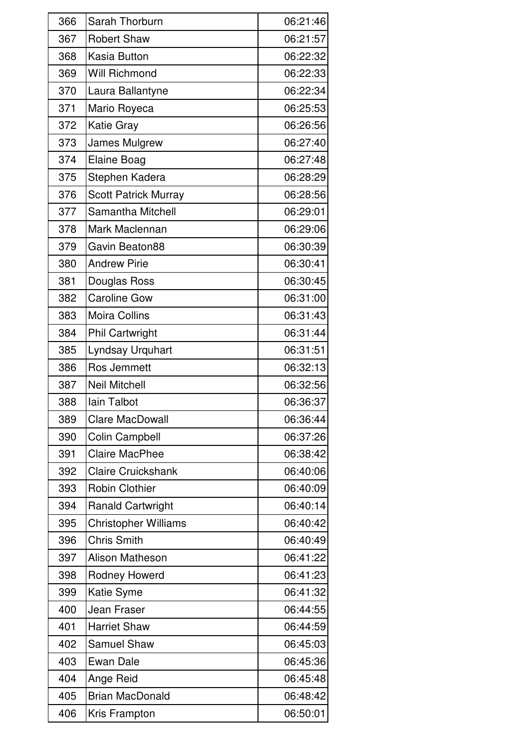| 366 | Sarah Thorburn | 06:21:46 |
|---|---|---|
| 367 | Robert Shaw | 06:21:57 |
| 368 | Kasia Button | 06:22:32 |
| 369 | Will Richmond | 06:22:33 |
| 370 | Laura Ballantyne | 06:22:34 |
| 371 | Mario Royeca | 06:25:53 |
| 372 | Katie Gray | 06:26:56 |
| 373 | James Mulgrew | 06:27:40 |
| 374 | Elaine Boag | 06:27:48 |
| 375 | Stephen Kadera | 06:28:29 |
| 376 | Scott Patrick Murray | 06:28:56 |
| 377 | Samantha Mitchell | 06:29:01 |
| 378 | Mark Maclennan | 06:29:06 |
| 379 | Gavin Beaton88 | 06:30:39 |
| 380 | Andrew Pirie | 06:30:41 |
| 381 | Douglas Ross | 06:30:45 |
| 382 | Caroline Gow | 06:31:00 |
| 383 | Moira Collins | 06:31:43 |
| 384 | Phil Cartwright | 06:31:44 |
| 385 | Lyndsay Urquhart | 06:31:51 |
| 386 | Ros Jemmett | 06:32:13 |
| 387 | Neil Mitchell | 06:32:56 |
| 388 | Iain Talbot | 06:36:37 |
| 389 | Clare MacDowall | 06:36:44 |
| 390 | Colin Campbell | 06:37:26 |
| 391 | Claire MacPhee | 06:38:42 |
| 392 | Claire Cruickshank | 06:40:06 |
| 393 | Robin Clothier | 06:40:09 |
| 394 | Ranald Cartwright | 06:40:14 |
| 395 | Christopher Williams | 06:40:42 |
| 396 | Chris Smith | 06:40:49 |
| 397 | Alison Matheson | 06:41:22 |
| 398 | Rodney Howerd | 06:41:23 |
| 399 | Katie Syme | 06:41:32 |
| 400 | Jean Fraser | 06:44:55 |
| 401 | Harriet Shaw | 06:44:59 |
| 402 | Samuel Shaw | 06:45:03 |
| 403 | Ewan Dale | 06:45:36 |
| 404 | Ange Reid | 06:45:48 |
| 405 | Brian MacDonald | 06:48:42 |
| 406 | Kris Frampton | 06:50:01 |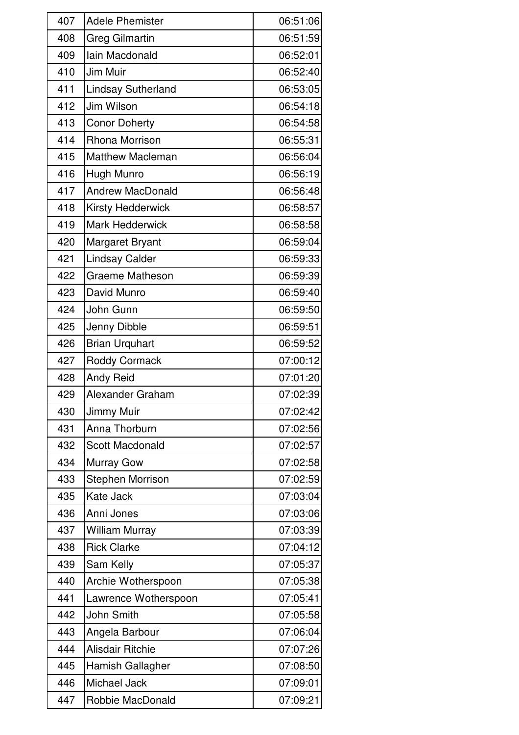| 407 | Adele Phemister | 06:51:06 |
|---|---|---|
| 408 | Greg Gilmartin | 06:51:59 |
| 409 | Iain Macdonald | 06:52:01 |
| 410 | Jim Muir | 06:52:40 |
| 411 | Lindsay Sutherland | 06:53:05 |
| 412 | Jim Wilson | 06:54:18 |
| 413 | Conor Doherty | 06:54:58 |
| 414 | Rhona Morrison | 06:55:31 |
| 415 | Matthew Macleman | 06:56:04 |
| 416 | Hugh Munro | 06:56:19 |
| 417 | Andrew MacDonald | 06:56:48 |
| 418 | Kirsty Hedderwick | 06:58:57 |
| 419 | Mark Hedderwick | 06:58:58 |
| 420 | Margaret Bryant | 06:59:04 |
| 421 | Lindsay Calder | 06:59:33 |
| 422 | Graeme Matheson | 06:59:39 |
| 423 | David Munro | 06:59:40 |
| 424 | John Gunn | 06:59:50 |
| 425 | Jenny Dibble | 06:59:51 |
| 426 | Brian Urquhart | 06:59:52 |
| 427 | Roddy Cormack | 07:00:12 |
| 428 | Andy Reid | 07:01:20 |
| 429 | Alexander Graham | 07:02:39 |
| 430 | Jimmy Muir | 07:02:42 |
| 431 | Anna Thorburn | 07:02:56 |
| 432 | Scott Macdonald | 07:02:57 |
| 434 | Murray Gow | 07:02:58 |
| 433 | Stephen Morrison | 07:02:59 |
| 435 | Kate Jack | 07:03:04 |
| 436 | Anni Jones | 07:03:06 |
| 437 | William Murray | 07:03:39 |
| 438 | Rick Clarke | 07:04:12 |
| 439 | Sam Kelly | 07:05:37 |
| 440 | Archie Wotherspoon | 07:05:38 |
| 441 | Lawrence Wotherspoon | 07:05:41 |
| 442 | John Smith | 07:05:58 |
| 443 | Angela Barbour | 07:06:04 |
| 444 | Alisdair Ritchie | 07:07:26 |
| 445 | Hamish Gallagher | 07:08:50 |
| 446 | Michael Jack | 07:09:01 |
| 447 | Robbie MacDonald | 07:09:21 |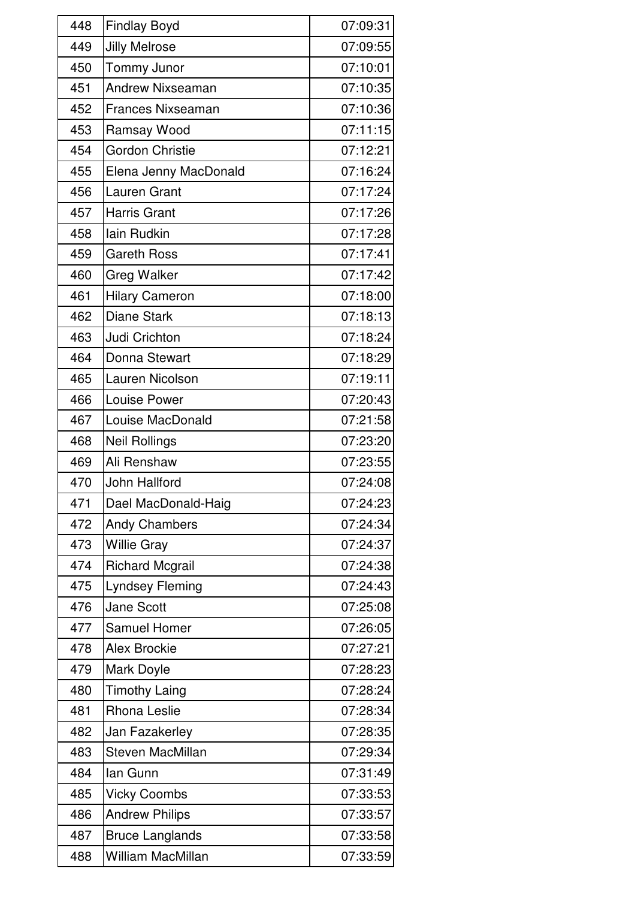| | | |
|---|---|---|
| 448 | Findlay Boyd | 07:09:31 |
| 449 | Jilly Melrose | 07:09:55 |
| 450 | Tommy Junor | 07:10:01 |
| 451 | Andrew Nixseaman | 07:10:35 |
| 452 | Frances Nixseaman | 07:10:36 |
| 453 | Ramsay Wood | 07:11:15 |
| 454 | Gordon Christie | 07:12:21 |
| 455 | Elena Jenny MacDonald | 07:16:24 |
| 456 | Lauren Grant | 07:17:24 |
| 457 | Harris Grant | 07:17:26 |
| 458 | Iain Rudkin | 07:17:28 |
| 459 | Gareth Ross | 07:17:41 |
| 460 | Greg Walker | 07:17:42 |
| 461 | Hilary Cameron | 07:18:00 |
| 462 | Diane Stark | 07:18:13 |
| 463 | Judi Crichton | 07:18:24 |
| 464 | Donna Stewart | 07:18:29 |
| 465 | Lauren Nicolson | 07:19:11 |
| 466 | Louise Power | 07:20:43 |
| 467 | Louise MacDonald | 07:21:58 |
| 468 | Neil Rollings | 07:23:20 |
| 469 | Ali Renshaw | 07:23:55 |
| 470 | John Hallford | 07:24:08 |
| 471 | Dael MacDonald-Haig | 07:24:23 |
| 472 | Andy Chambers | 07:24:34 |
| 473 | Willie Gray | 07:24:37 |
| 474 | Richard Mcgrail | 07:24:38 |
| 475 | Lyndsey Fleming | 07:24:43 |
| 476 | Jane Scott | 07:25:08 |
| 477 | Samuel Homer | 07:26:05 |
| 478 | Alex Brockie | 07:27:21 |
| 479 | Mark Doyle | 07:28:23 |
| 480 | Timothy Laing | 07:28:24 |
| 481 | Rhona Leslie | 07:28:34 |
| 482 | Jan Fazakerley | 07:28:35 |
| 483 | Steven MacMillan | 07:29:34 |
| 484 | Ian Gunn | 07:31:49 |
| 485 | Vicky Coombs | 07:33:53 |
| 486 | Andrew Philips | 07:33:57 |
| 487 | Bruce Langlands | 07:33:58 |
| 488 | William MacMillan | 07:33:59 |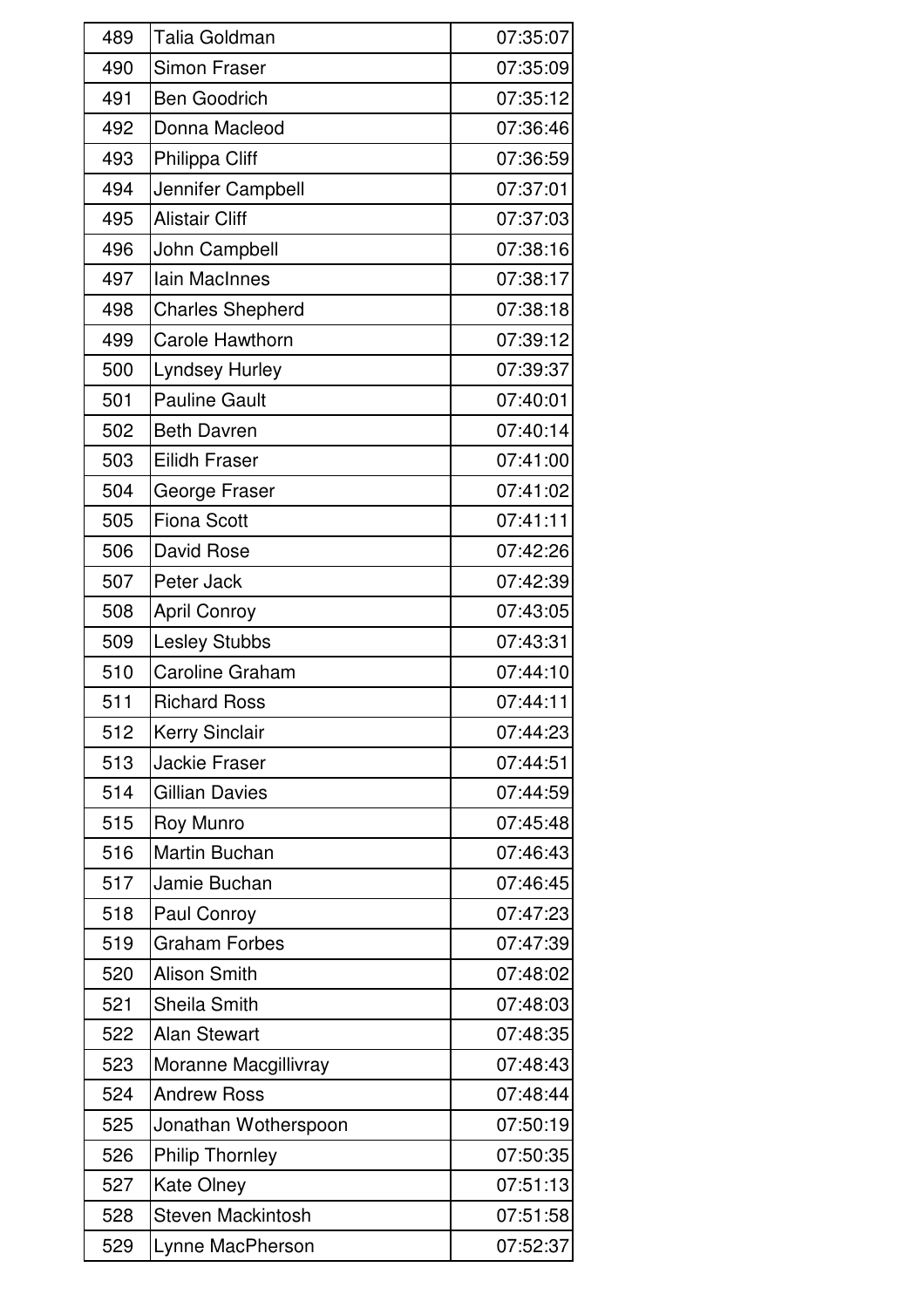| 489 | Talia Goldman | 07:35:07 |
|---|---|---|
| 490 | Simon Fraser | 07:35:09 |
| 491 | Ben Goodrich | 07:35:12 |
| 492 | Donna Macleod | 07:36:46 |
| 493 | Philippa Cliff | 07:36:59 |
| 494 | Jennifer Campbell | 07:37:01 |
| 495 | Alistair Cliff | 07:37:03 |
| 496 | John Campbell | 07:38:16 |
| 497 | Iain MacInnes | 07:38:17 |
| 498 | Charles Shepherd | 07:38:18 |
| 499 | Carole Hawthorn | 07:39:12 |
| 500 | Lyndsey Hurley | 07:39:37 |
| 501 | Pauline Gault | 07:40:01 |
| 502 | Beth Davren | 07:40:14 |
| 503 | Eilidh Fraser | 07:41:00 |
| 504 | George Fraser | 07:41:02 |
| 505 | Fiona Scott | 07:41:11 |
| 506 | David Rose | 07:42:26 |
| 507 | Peter Jack | 07:42:39 |
| 508 | April Conroy | 07:43:05 |
| 509 | Lesley Stubbs | 07:43:31 |
| 510 | Caroline Graham | 07:44:10 |
| 511 | Richard Ross | 07:44:11 |
| 512 | Kerry Sinclair | 07:44:23 |
| 513 | Jackie Fraser | 07:44:51 |
| 514 | Gillian Davies | 07:44:59 |
| 515 | Roy Munro | 07:45:48 |
| 516 | Martin Buchan | 07:46:43 |
| 517 | Jamie Buchan | 07:46:45 |
| 518 | Paul Conroy | 07:47:23 |
| 519 | Graham Forbes | 07:47:39 |
| 520 | Alison Smith | 07:48:02 |
| 521 | Sheila Smith | 07:48:03 |
| 522 | Alan Stewart | 07:48:35 |
| 523 | Moranne Macgillivray | 07:48:43 |
| 524 | Andrew Ross | 07:48:44 |
| 525 | Jonathan Wotherspoon | 07:50:19 |
| 526 | Philip Thornley | 07:50:35 |
| 527 | Kate Olney | 07:51:13 |
| 528 | Steven Mackintosh | 07:51:58 |
| 529 | Lynne MacPherson | 07:52:37 |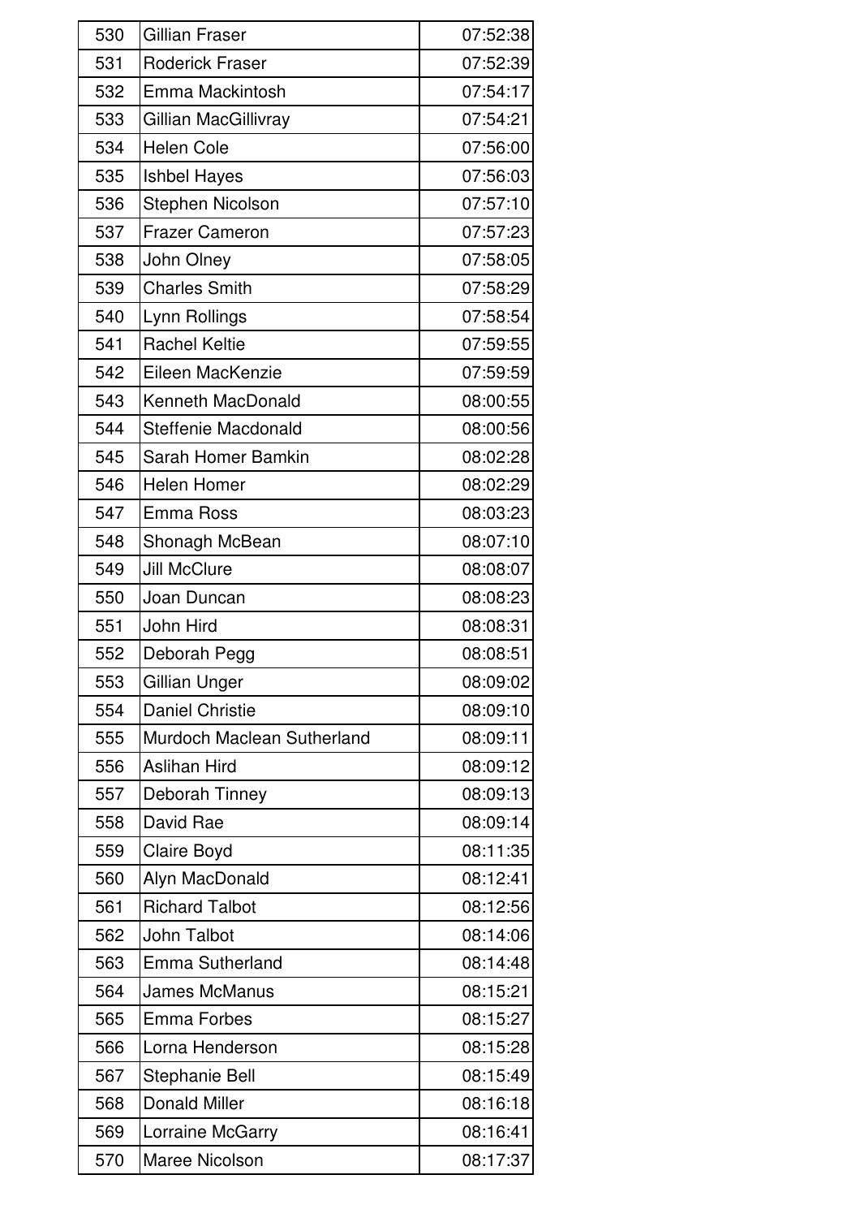| 530 | Gillian Fraser | 07:52:38 |
|---|---|---|
| 531 | Roderick Fraser | 07:52:39 |
| 532 | Emma Mackintosh | 07:54:17 |
| 533 | Gillian MacGillivray | 07:54:21 |
| 534 | Helen Cole | 07:56:00 |
| 535 | Ishbel Hayes | 07:56:03 |
| 536 | Stephen Nicolson | 07:57:10 |
| 537 | Frazer Cameron | 07:57:23 |
| 538 | John Olney | 07:58:05 |
| 539 | Charles Smith | 07:58:29 |
| 540 | Lynn Rollings | 07:58:54 |
| 541 | Rachel Keltie | 07:59:55 |
| 542 | Eileen MacKenzie | 07:59:59 |
| 543 | Kenneth MacDonald | 08:00:55 |
| 544 | Steffenie Macdonald | 08:00:56 |
| 545 | Sarah Homer Bamkin | 08:02:28 |
| 546 | Helen Homer | 08:02:29 |
| 547 | Emma Ross | 08:03:23 |
| 548 | Shonagh McBean | 08:07:10 |
| 549 | Jill McClure | 08:08:07 |
| 550 | Joan Duncan | 08:08:23 |
| 551 | John Hird | 08:08:31 |
| 552 | Deborah Pegg | 08:08:51 |
| 553 | Gillian Unger | 08:09:02 |
| 554 | Daniel Christie | 08:09:10 |
| 555 | Murdoch Maclean Sutherland | 08:09:11 |
| 556 | Aslihan Hird | 08:09:12 |
| 557 | Deborah Tinney | 08:09:13 |
| 558 | David Rae | 08:09:14 |
| 559 | Claire Boyd | 08:11:35 |
| 560 | Alyn MacDonald | 08:12:41 |
| 561 | Richard Talbot | 08:12:56 |
| 562 | John Talbot | 08:14:06 |
| 563 | Emma Sutherland | 08:14:48 |
| 564 | James McManus | 08:15:21 |
| 565 | Emma Forbes | 08:15:27 |
| 566 | Lorna Henderson | 08:15:28 |
| 567 | Stephanie Bell | 08:15:49 |
| 568 | Donald Miller | 08:16:18 |
| 569 | Lorraine McGarry | 08:16:41 |
| 570 | Maree Nicolson | 08:17:37 |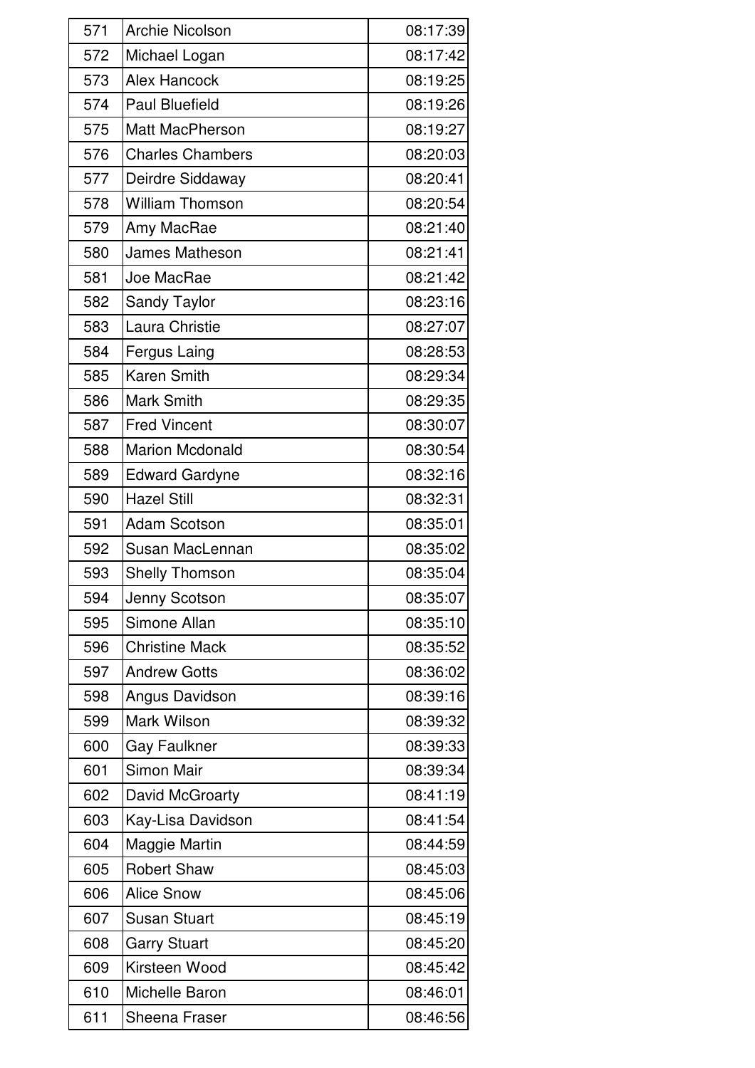| 571 | Archie Nicolson | 08:17:39 |
|---|---|---|
| 572 | Michael Logan | 08:17:42 |
| 573 | Alex Hancock | 08:19:25 |
| 574 | Paul Bluefield | 08:19:26 |
| 575 | Matt MacPherson | 08:19:27 |
| 576 | Charles Chambers | 08:20:03 |
| 577 | Deirdre Siddaway | 08:20:41 |
| 578 | William Thomson | 08:20:54 |
| 579 | Amy MacRae | 08:21:40 |
| 580 | James Matheson | 08:21:41 |
| 581 | Joe MacRae | 08:21:42 |
| 582 | Sandy Taylor | 08:23:16 |
| 583 | Laura Christie | 08:27:07 |
| 584 | Fergus Laing | 08:28:53 |
| 585 | Karen Smith | 08:29:34 |
| 586 | Mark Smith | 08:29:35 |
| 587 | Fred Vincent | 08:30:07 |
| 588 | Marion Mcdonald | 08:30:54 |
| 589 | Edward Gardyne | 08:32:16 |
| 590 | Hazel Still | 08:32:31 |
| 591 | Adam Scotson | 08:35:01 |
| 592 | Susan MacLennan | 08:35:02 |
| 593 | Shelly Thomson | 08:35:04 |
| 594 | Jenny Scotson | 08:35:07 |
| 595 | Simone Allan | 08:35:10 |
| 596 | Christine Mack | 08:35:52 |
| 597 | Andrew Gotts | 08:36:02 |
| 598 | Angus Davidson | 08:39:16 |
| 599 | Mark Wilson | 08:39:32 |
| 600 | Gay Faulkner | 08:39:33 |
| 601 | Simon Mair | 08:39:34 |
| 602 | David McGroarty | 08:41:19 |
| 603 | Kay-Lisa Davidson | 08:41:54 |
| 604 | Maggie Martin | 08:44:59 |
| 605 | Robert Shaw | 08:45:03 |
| 606 | Alice Snow | 08:45:06 |
| 607 | Susan Stuart | 08:45:19 |
| 608 | Garry Stuart | 08:45:20 |
| 609 | Kirsteen Wood | 08:45:42 |
| 610 | Michelle Baron | 08:46:01 |
| 611 | Sheena Fraser | 08:46:56 |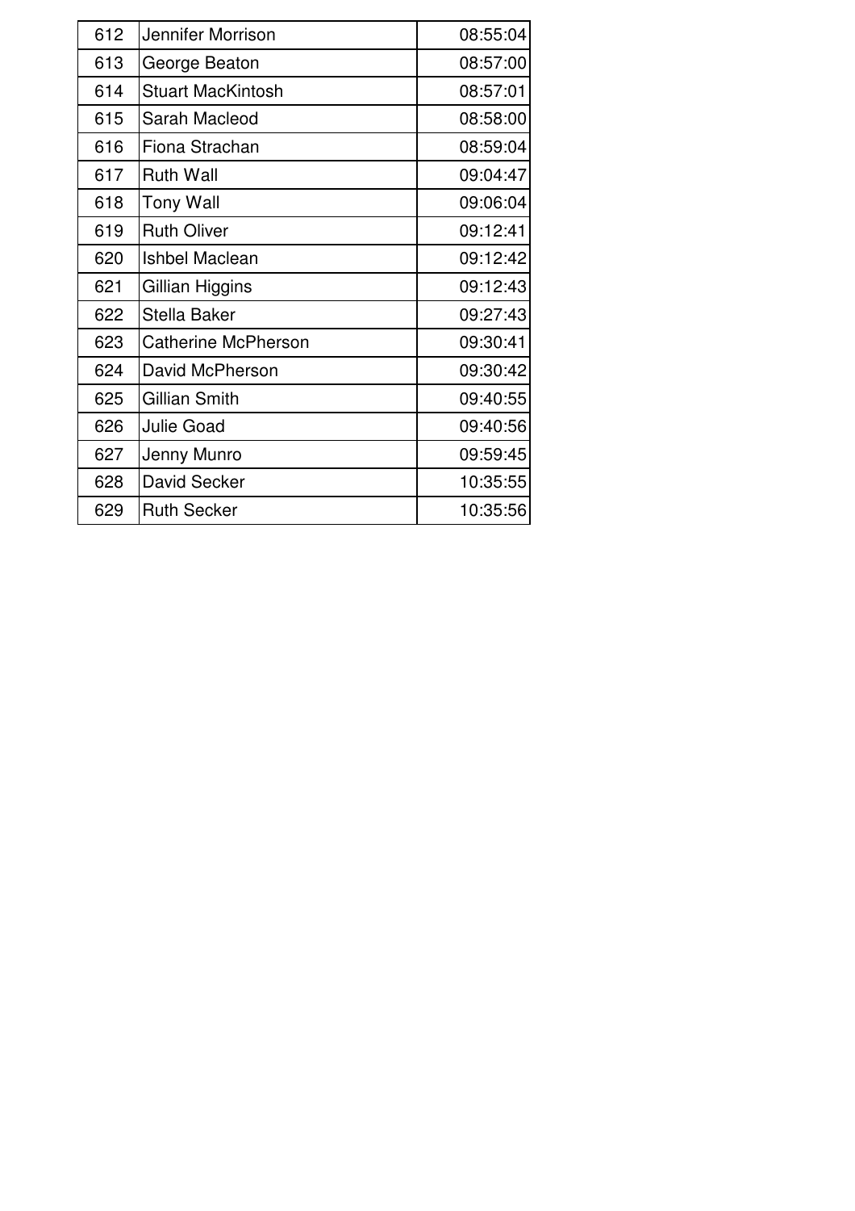| | | |
|---|---|---|
| 612 | Jennifer Morrison | 08:55:04 |
| 613 | George Beaton | 08:57:00 |
| 614 | Stuart MacKintosh | 08:57:01 |
| 615 | Sarah Macleod | 08:58:00 |
| 616 | Fiona Strachan | 08:59:04 |
| 617 | Ruth Wall | 09:04:47 |
| 618 | Tony Wall | 09:06:04 |
| 619 | Ruth Oliver | 09:12:41 |
| 620 | Ishbel Maclean | 09:12:42 |
| 621 | Gillian Higgins | 09:12:43 |
| 622 | Stella Baker | 09:27:43 |
| 623 | Catherine McPherson | 09:30:41 |
| 624 | David McPherson | 09:30:42 |
| 625 | Gillian Smith | 09:40:55 |
| 626 | Julie Goad | 09:40:56 |
| 627 | Jenny Munro | 09:59:45 |
| 628 | David Secker | 10:35:55 |
| 629 | Ruth Secker | 10:35:56 |